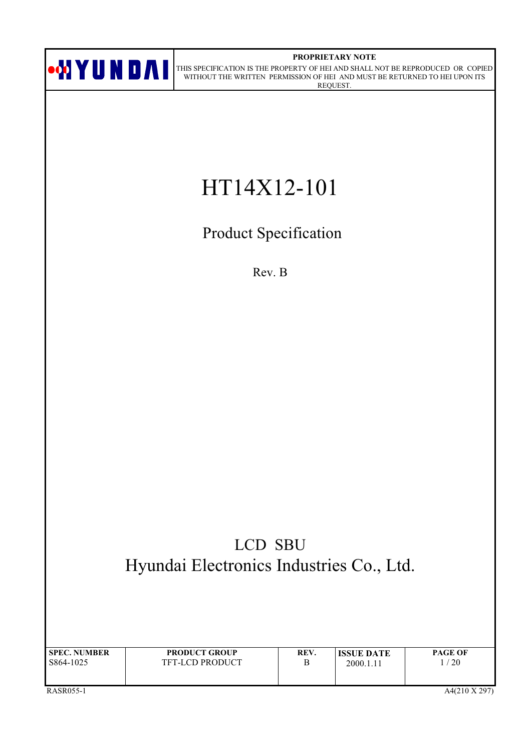**PROPRIETARY NOTE**

THIS SPECIFICATION IS THE PROPERTY OF HEI AND SHALL NOT BE REPRODUCED OR COPIED WITHOUT THE WRITTEN PERMISSION OF HEI AND MUST BE RETURNED TO HEI UPON ITS REQUEST.

# HT14X12-101

## Product Specification

Rev. B

LCD SBU

Hyundai Electronics Industries Co., Ltd.

| SPEC. NUMBER | PRODUCT GROUP | REV. | ISSUE DATE |
|---|---|---|---|
| S864-1025 | TFT-LCD PRODUCT | B | 2000.1.11 |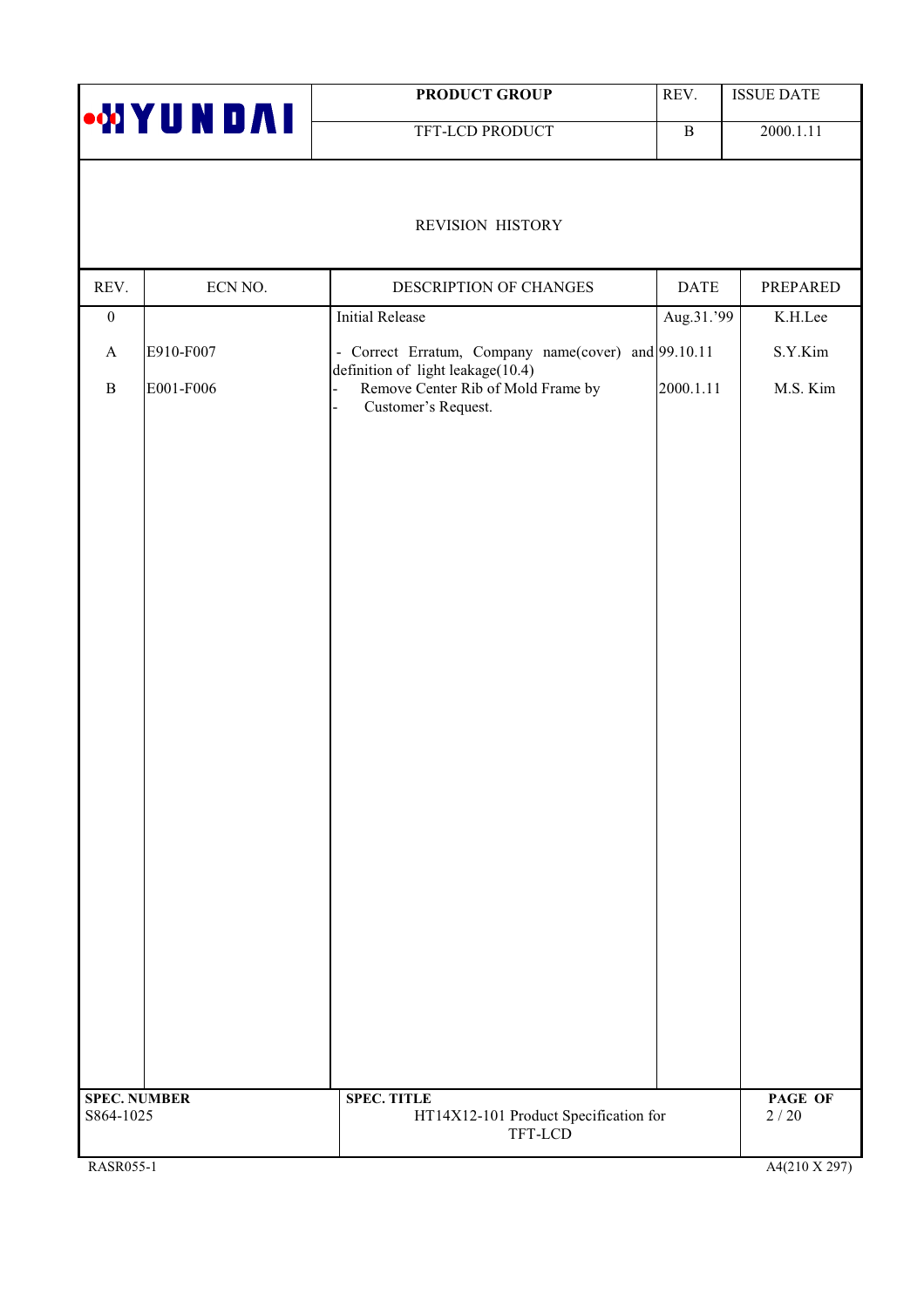| PRODUCT GROUP | REV. | ISSUE DATE |
|---|---|---|
| TFT-LCD PRODUCT | B | 2000.1.11 |

# REVISION HISTORY

| REV. | ECN NO. | DESCRIPTION OF CHANGES | DATE | PREPARED |
|---|---|---|---|---|
| 0 | | Initial Release | Aug.31.'99 | K.H.Lee |
| A | E910-F007 | - Correct Erratum, Company name(cover) and definition of light leakage(10.4) | 99.10.11 | S.Y.Kim |
| B | E001-F006 | - Remove Center Rib of Mold Frame by<br>- Customer's Request. | 2000.1.11 | M.S. Kim |

| SPEC. NUMBER | SPEC. TITLE |
|---|---|
| S864-1025 | HT14X12-101 Product Specification for TFT-LCD |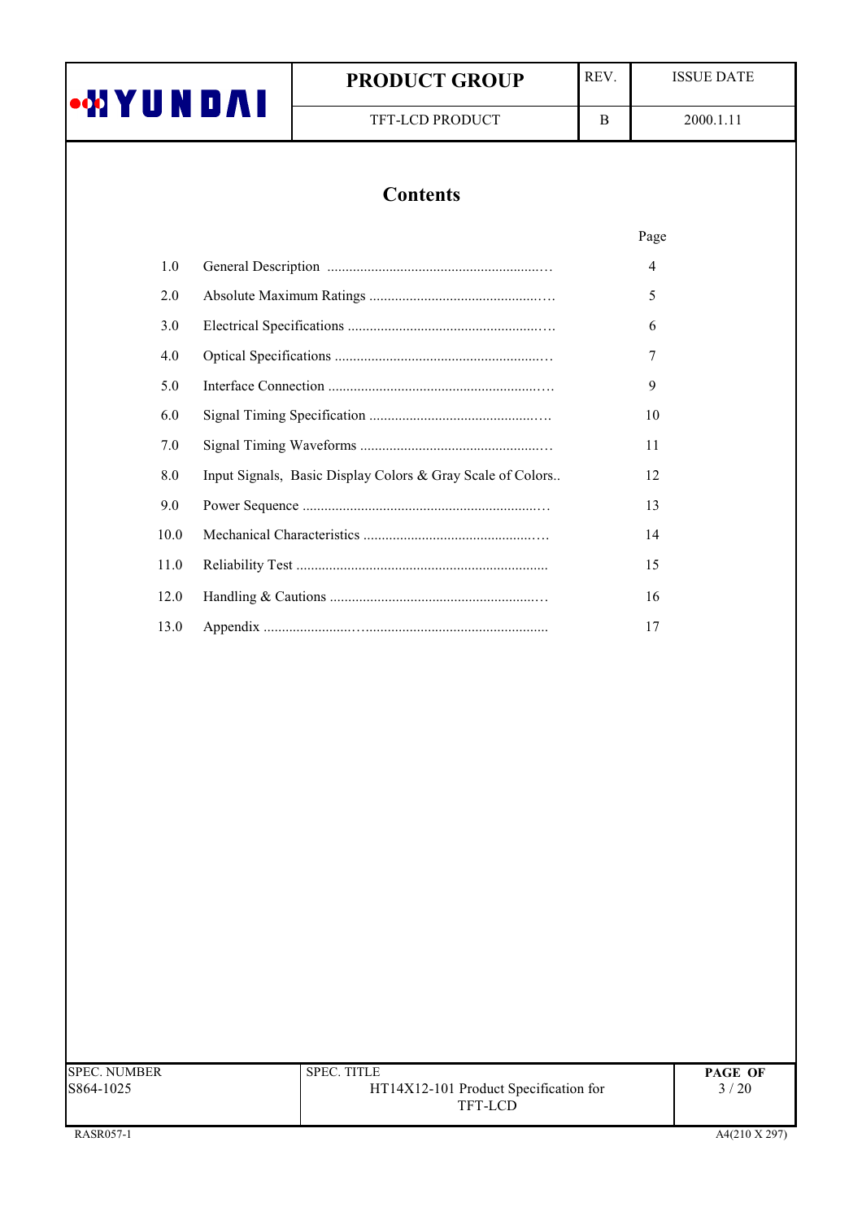# Contents

| | | Page |
|---|---|---|
| 1.0 | General Description | 4 |
| 2.0 | Absolute Maximum Ratings | 5 |
| 3.0 | Electrical Specifications | 6 |
| 4.0 | Optical Specifications | 7 |
| 5.0 | Interface Connection | 9 |
| 6.0 | Signal Timing Specification | 10 |
| 7.0 | Signal Timing Waveforms | 11 |
| 8.0 | Input Signals, Basic Display Colors & Gray Scale of Colors | 12 |
| 9.0 | Power Sequence | 13 |
| 10.0 | Mechanical Characteristics | 14 |
| 11.0 | Reliability Test | 15 |
| 12.0 | Handling & Cautions | 16 |
| 13.0 | Appendix | 17 |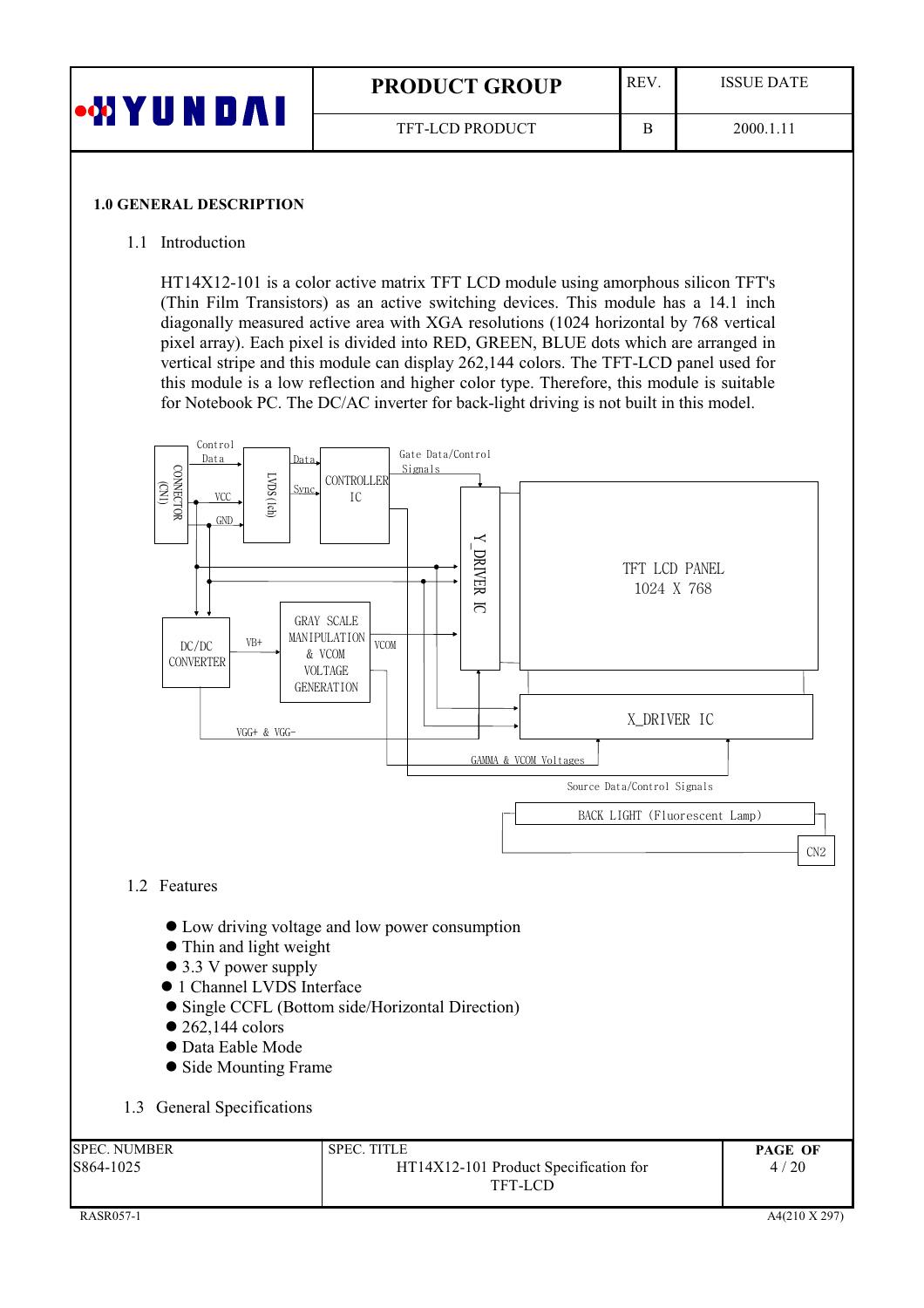## 1.0 GENERAL DESCRIPTION

### 1.1 Introduction

HT14X12-101 is a color active matrix TFT LCD module using amorphous silicon TFT's (Thin Film Transistors) as an active switching devices. This module has a 14.1 inch diagonally measured active area with XGA resolutions (1024 horizontal by 768 vertical pixel array). Each pixel is divided into RED, GREEN, BLUE dots which are arranged in vertical stripe and this module can display 262,144 colors. The TFT-LCD panel used for this module is a low reflection and higher color type. Therefore, this module is suitable for Notebook PC. The DC/AC inverter for back-light driving is not built in this model.

CONNECTOR (CN1)
Control Data
VCC
GND
LVDS (Ich)
Data
Sync
CONTROLLER IC
Gate Data/Control Signals
Y_DRIVER IC
TFT LCD PANEL 1024 X 768
DC/DC CONVERTER
VB+
GRAY SCALE MANIPULATION & VCOM VOLTAGE GENERATION
VCOM
X_DRIVER IC
VGG+ & VGG-
GAMMA & VCOM Voltages
Source Data/Control Signals
BACK LIGHT (Fluorescent Lamp)
CN2

### 1.2 Features

- Low driving voltage and low power consumption
- Thin and light weight
- 3.3 V power supply
- 1 Channel LVDS Interface
- Single CCFL (Bottom side/Horizontal Direction)
- 262,144 colors
- Data Eable Mode
- Side Mounting Frame

### 1.3 General Specifications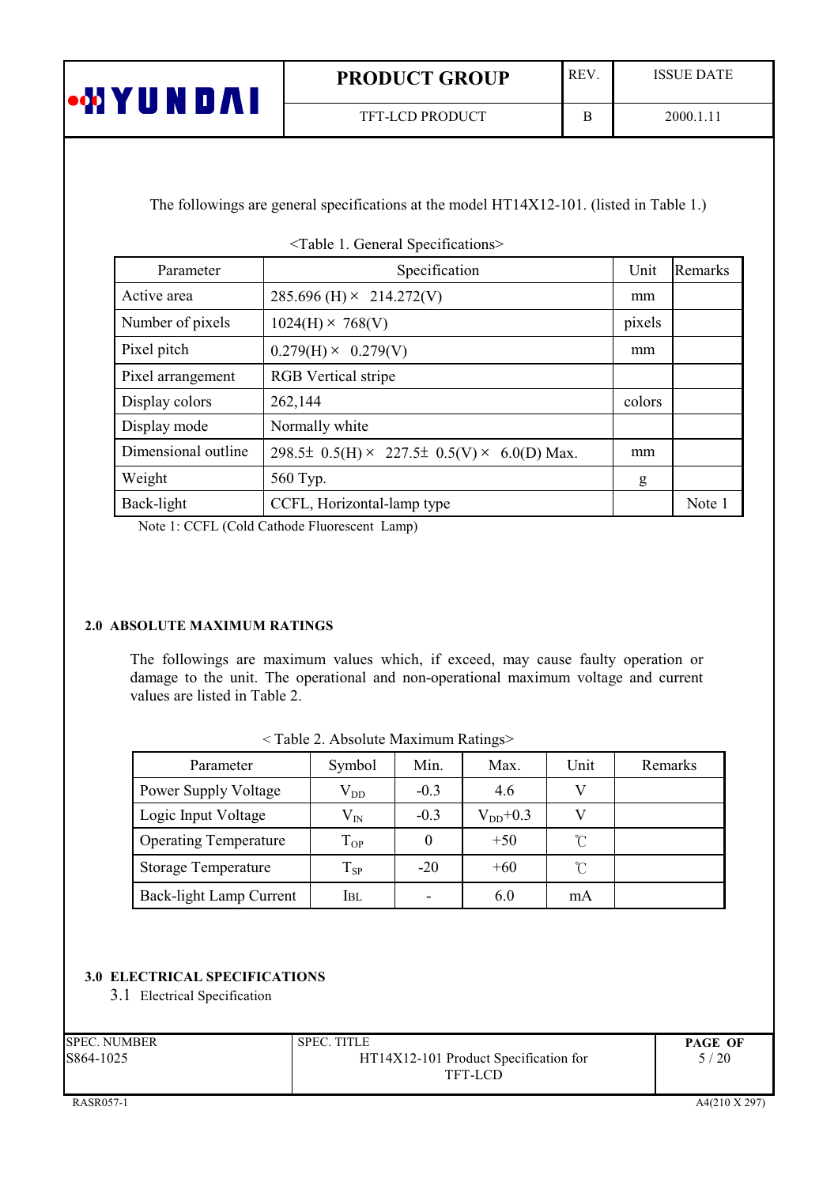The followings are general specifications at the model HT14X12-101. (listed in Table 1.)

<Table 1. General Specifications>

| Parameter | Specification | Unit | Remarks |
|---|---|---|---|
| Active area | 285.696 (H) × 214.272(V) | mm | |
| Number of pixels | 1024(H) × 768(V) | pixels | |
| Pixel pitch | 0.279(H) × 0.279(V) | mm | |
| Pixel arrangement | RGB Vertical stripe | | |
| Display colors | 262,144 | colors | |
| Display mode | Normally white | | |
| Dimensional outline | 298.5± 0.5(H) × 227.5± 0.5(V) × 6.0(D) Max. | mm | |
| Weight | 560 Typ. | g | |
| Back-light | CCFL, Horizontal-lamp type | | Note 1 |

Note 1: CCFL (Cold Cathode Fluorescent Lamp)

## 2.0 ABSOLUTE MAXIMUM RATINGS

The followings are maximum values which, if exceed, may cause faulty operation or damage to the unit. The operational and non-operational maximum voltage and current values are listed in Table 2.

< Table 2. Absolute Maximum Ratings>

| Parameter | Symbol | Min. | Max. | Unit | Remarks |
|---|---|---|---|---|---|
| Power Supply Voltage | $V_{DD}$ | -0.3 | 4.6 | V | |
| Logic Input Voltage | $V_{IN}$ | -0.3 | $V_{DD}$+0.3 | V | |
| Operating Temperature | $T_{OP}$ | 0 | +50 | ℃ | |
| Storage Temperature | $T_{SP}$ | -20 | +60 | ℃ | |
| Back-light Lamp Current | IBL | - | 6.0 | mA | |

## 3.0 ELECTRICAL SPECIFICATIONS

### 3.1 Electrical Specification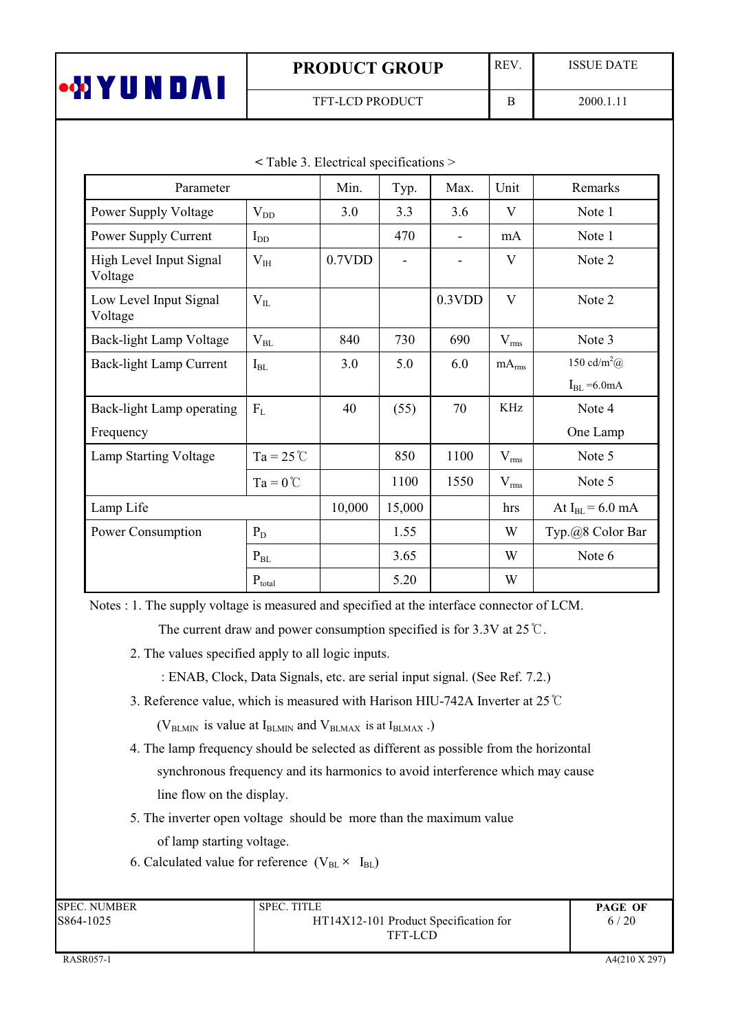< Table 3. Electrical specifications >

| Parameter | | Min. | Typ. | Max. | Unit | Remarks |
|---|---|---|---|---|---|---|
| Power Supply Voltage | $V_{DD}$ | 3.0 | 3.3 | 3.6 | V | Note 1 |
| Power Supply Current | $I_{DD}$ | | 470 | - | mA | Note 1 |
| High Level Input Signal Voltage | $V_{IH}$ | 0.7VDD | - | - | V | Note 2 |
| Low Level Input Signal Voltage | $V_{IL}$ | | | 0.3VDD | V | Note 2 |
| Back-light Lamp Voltage | $V_{BL}$ | 840 | 730 | 690 | $V_{rms}$ | Note 3 |
| Back-light Lamp Current | $I_{BL}$ | 3.0 | 5.0 | 6.0 | $mA_{rms}$ | 150 cd/m$^2$@ $I_{BL}$ =6.0mA |
| Back-light Lamp operating Frequency | $F_L$ | 40 | (55) | 70 | KHz | Note 4 One Lamp |
| Lamp Starting Voltage | Ta = 25℃ | | 850 | 1100 | $V_{rms}$ | Note 5 |
| | Ta = 0℃ | | 1100 | 1550 | $V_{rms}$ | Note 5 |
| Lamp Life | | 10,000 | 15,000 | | hrs | At $I_{BL}$ = 6.0 mA |
| Power Consumption | $P_D$ | | 1.55 | | W | Typ.@8 Color Bar |
| | $P_{BL}$ | | 3.65 | | W | Note 6 |
| | $P_{total}$ | | 5.20 | | W | |

Notes : 1. The supply voltage is measured and specified at the interface connector of LCM.

The current draw and power consumption specified is for 3.3V at 25℃.

2. The values specified apply to all logic inputs.

: ENAB, Clock, Data Signals, etc. are serial input signal. (See Ref. 7.2.)

3. Reference value, which is measured with Harison HIU-742A Inverter at 25℃

($V_{BLMIN}$ is value at $I_{BLMIN}$ and $V_{BLMAX}$ is at $I_{BLMAX}$ .)

4. The lamp frequency should be selected as different as possible from the horizontal synchronous frequency and its harmonics to avoid interference which may cause line flow on the display.

5. The inverter open voltage should be more than the maximum value of lamp starting voltage.

6. Calculated value for reference ($V_{BL} \times I_{BL}$)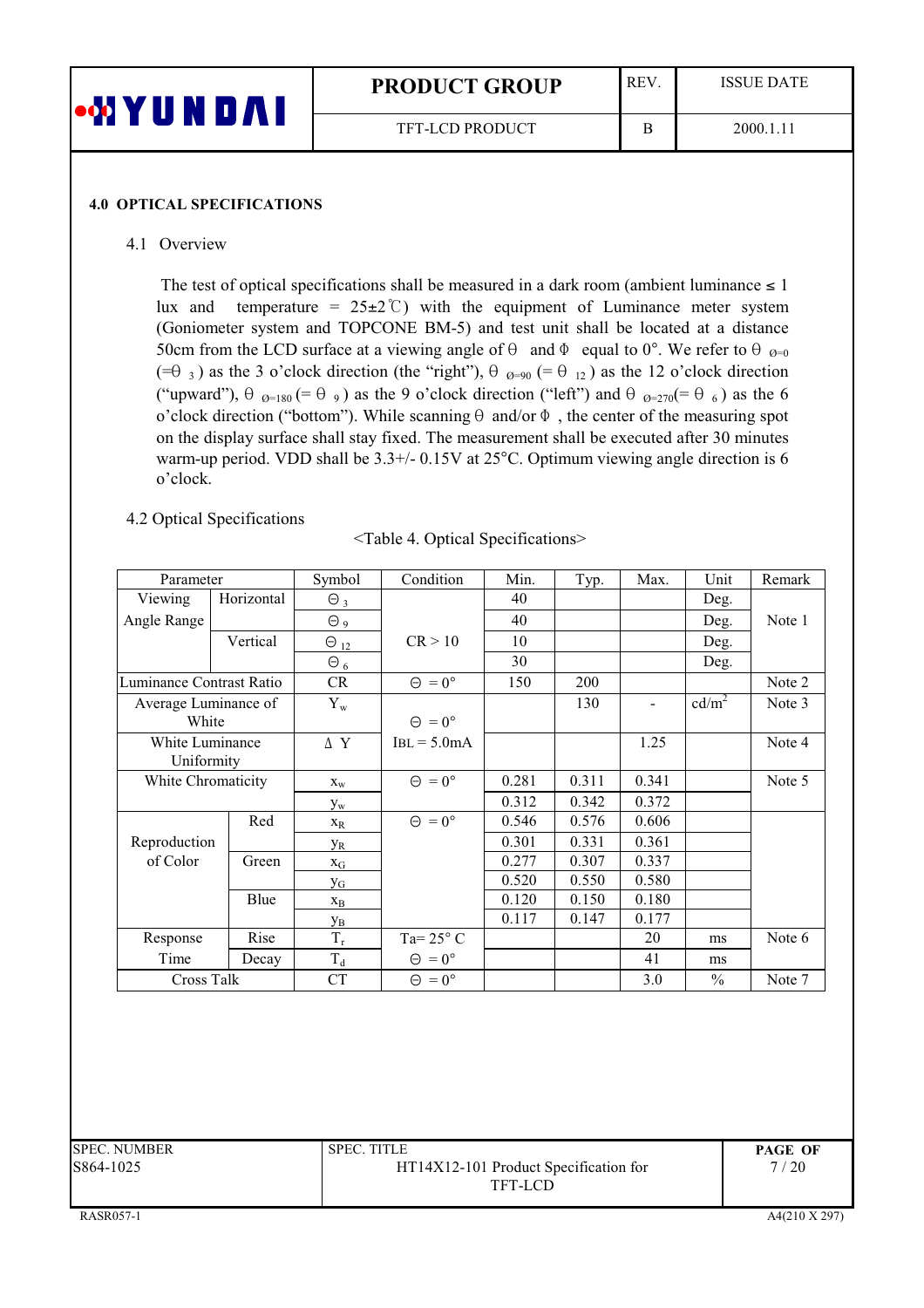## 4.0 OPTICAL SPECIFICATIONS

### 4.1 Overview

The test of optical specifications shall be measured in a dark room (ambient luminance ≤ 1 lux and temperature = 25±2℃) with the equipment of Luminance meter system (Goniometer system and TOPCONE BM-5) and test unit shall be located at a distance 50cm from the LCD surface at a viewing angle of θ and Φ equal to 0°. We refer to $\theta_{\varnothing=0}$ (=$\theta_3$) as the 3 o'clock direction (the "right"), $\theta_{\varnothing=90}$ (= $\theta_{12}$) as the 12 o'clock direction ("upward"), $\theta_{\varnothing=180}$ (= $\theta_9$) as the 9 o'clock direction ("left") and $\theta_{\varnothing=270}$(= $\theta_6$) as the 6 o'clock direction ("bottom"). While scanning θ and/or Φ , the center of the measuring spot on the display surface shall stay fixed. The measurement shall be executed after 30 minutes warm-up period. VDD shall be 3.3+/- 0.15V at 25°C. Optimum viewing angle direction is 6 o'clock.

### 4.2 Optical Specifications

<Table 4. Optical Specifications>

| Parameter | | Symbol | Condition | Min. | Typ. | Max. | Unit | Remark |
|---|---|---|---|---|---|---|---|---|
| Viewing Angle Range | Horizontal | $\Theta_3$ | CR > 10 | 40 | | | Deg. | Note 1 |
| | | $\Theta_9$ | | 40 | | | Deg. | |
| | Vertical | $\Theta_{12}$ | | 10 | | | Deg. | |
| | | $\Theta_6$ | | 30 | | | Deg. | |
| Luminance Contrast Ratio | | CR | $\Theta = 0°$ | 150 | 200 | | | Note 2 |
| Average Luminance of White | | $Y_w$ | $\Theta = 0°$ IBL = 5.0mA | | 130 | - | cd/m² | Note 3 |
| White Luminance Uniformity | | Δ Y | | | | 1.25 | | Note 4 |
| White Chromaticity | | $x_w$ | $\Theta = 0°$ | 0.281 | 0.311 | 0.341 | | Note 5 |
| | | $y_w$ | | 0.312 | 0.342 | 0.372 | | |
| Reproduction of Color | Red | $x_R$ | $\Theta = 0°$ | 0.546 | 0.576 | 0.606 | | |
| | | $y_R$ | | 0.301 | 0.331 | 0.361 | | |
| | Green | $x_G$ | | 0.277 | 0.307 | 0.337 | | |
| | | $y_G$ | | 0.520 | 0.550 | 0.580 | | |
| | Blue | $x_B$ | | 0.120 | 0.150 | 0.180 | | |
| | | $y_B$ | | 0.117 | 0.147 | 0.177 | | |
| Response Time | Rise | $T_r$ | Ta= 25° C | | | 20 | ms | Note 6 |
| | Decay | $T_d$ | $\Theta = 0°$ | | | 41 | ms | |
| Cross Talk | | CT | $\Theta = 0°$ | | | 3.0 | % | Note 7 |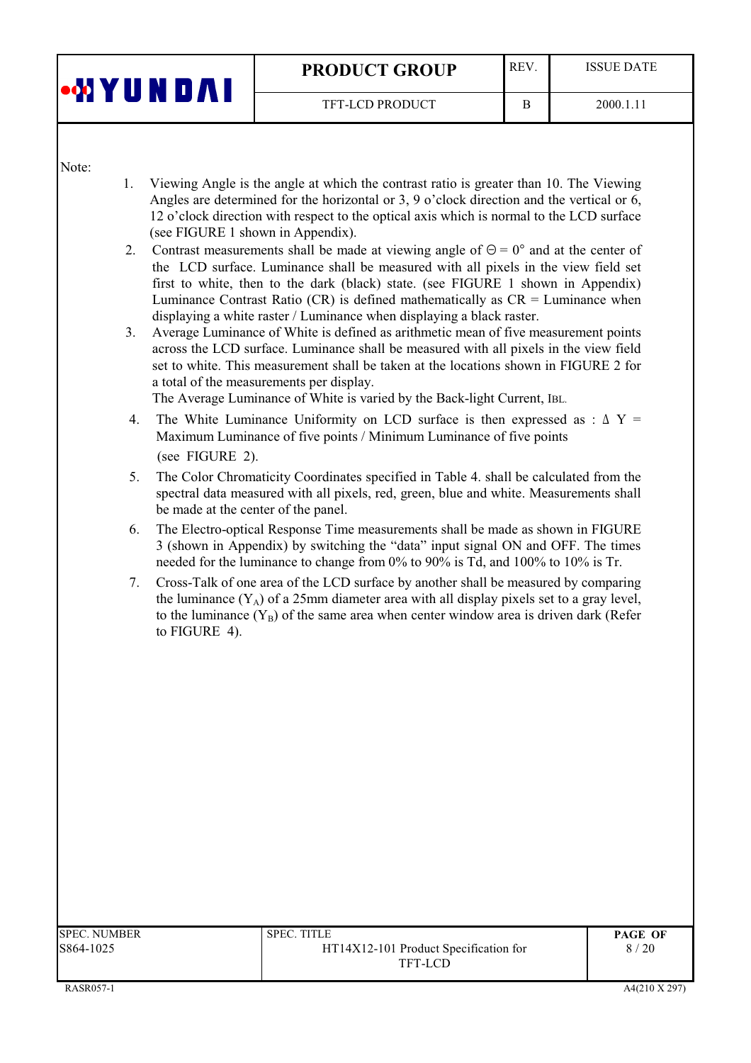Note:

1. Viewing Angle is the angle at which the contrast ratio is greater than 10. The Viewing Angles are determined for the horizontal or 3, 9 o'clock direction and the vertical or 6, 12 o'clock direction with respect to the optical axis which is normal to the LCD surface (see FIGURE 1 shown in Appendix).
2. Contrast measurements shall be made at viewing angle of $\Theta = 0°$ and at the center of the LCD surface. Luminance shall be measured with all pixels in the view field set first to white, then to the dark (black) state. (see FIGURE 1 shown in Appendix) Luminance Contrast Ratio (CR) is defined mathematically as CR = Luminance when displaying a white raster / Luminance when displaying a black raster.
3. Average Luminance of White is defined as arithmetic mean of five measurement points across the LCD surface. Luminance shall be measured with all pixels in the view field set to white. This measurement shall be taken at the locations shown in FIGURE 2 for a total of the measurements per display.
   The Average Luminance of White is varied by the Back-light Current, IBL.
4. The White Luminance Uniformity on LCD surface is then expressed as : $\Delta$ Y = Maximum Luminance of five points / Minimum Luminance of five points (see FIGURE 2).
5. The Color Chromaticity Coordinates specified in Table 4. shall be calculated from the spectral data measured with all pixels, red, green, blue and white. Measurements shall be made at the center of the panel.
6. The Electro-optical Response Time measurements shall be made as shown in FIGURE 3 (shown in Appendix) by switching the "data" input signal ON and OFF. The times needed for the luminance to change from 0% to 90% is Td, and 100% to 10% is Tr.
7. Cross-Talk of one area of the LCD surface by another shall be measured by comparing the luminance ($Y_A$) of a 25mm diameter area with all display pixels set to a gray level, to the luminance ($Y_B$) of the same area when center window area is driven dark (Refer to FIGURE 4).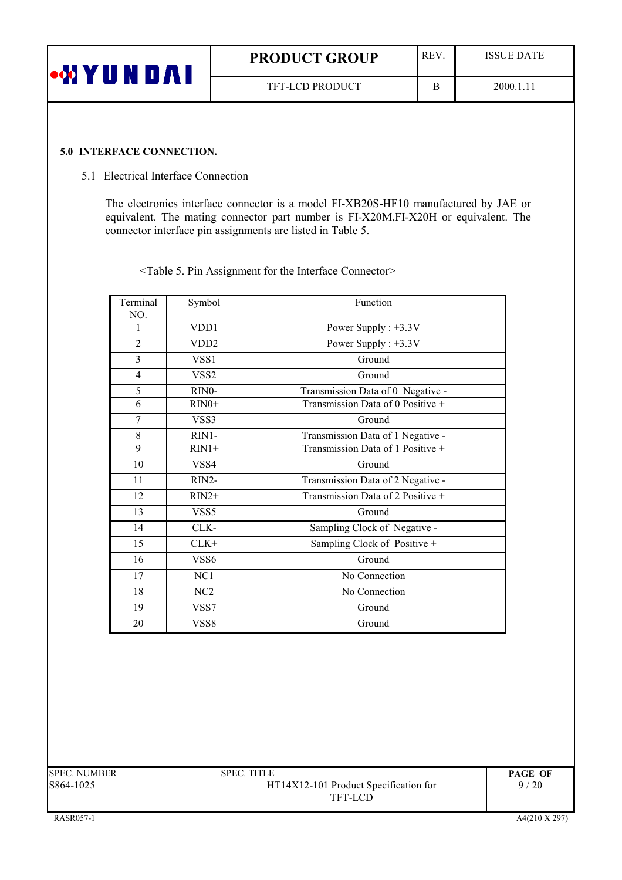## 5.0 INTERFACE CONNECTION.

### 5.1 Electrical Interface Connection

The electronics interface connector is a model FI-XB20S-HF10 manufactured by JAE or equivalent. The mating connector part number is FI-X20M,FI-X20H or equivalent. The connector interface pin assignments are listed in Table 5.

<Table 5. Pin Assignment for the Interface Connector>

| Terminal NO. | Symbol | Function |
|---|---|---|
| 1 | VDD1 | Power Supply : +3.3V |
| 2 | VDD2 | Power Supply : +3.3V |
| 3 | VSS1 | Ground |
| 4 | VSS2 | Ground |
| 5 | RIN0- | Transmission Data of 0 Negative - |
| 6 | RIN0+ | Transmission Data of 0 Positive + |
| 7 | VSS3 | Ground |
| 8 | RIN1- | Transmission Data of 1 Negative - |
| 9 | RIN1+ | Transmission Data of 1 Positive + |
| 10 | VSS4 | Ground |
| 11 | RIN2- | Transmission Data of 2 Negative - |
| 12 | RIN2+ | Transmission Data of 2 Positive + |
| 13 | VSS5 | Ground |
| 14 | CLK- | Sampling Clock of Negative - |
| 15 | CLK+ | Sampling Clock of Positive + |
| 16 | VSS6 | Ground |
| 17 | NC1 | No Connection |
| 18 | NC2 | No Connection |
| 19 | VSS7 | Ground |
| 20 | VSS8 | Ground |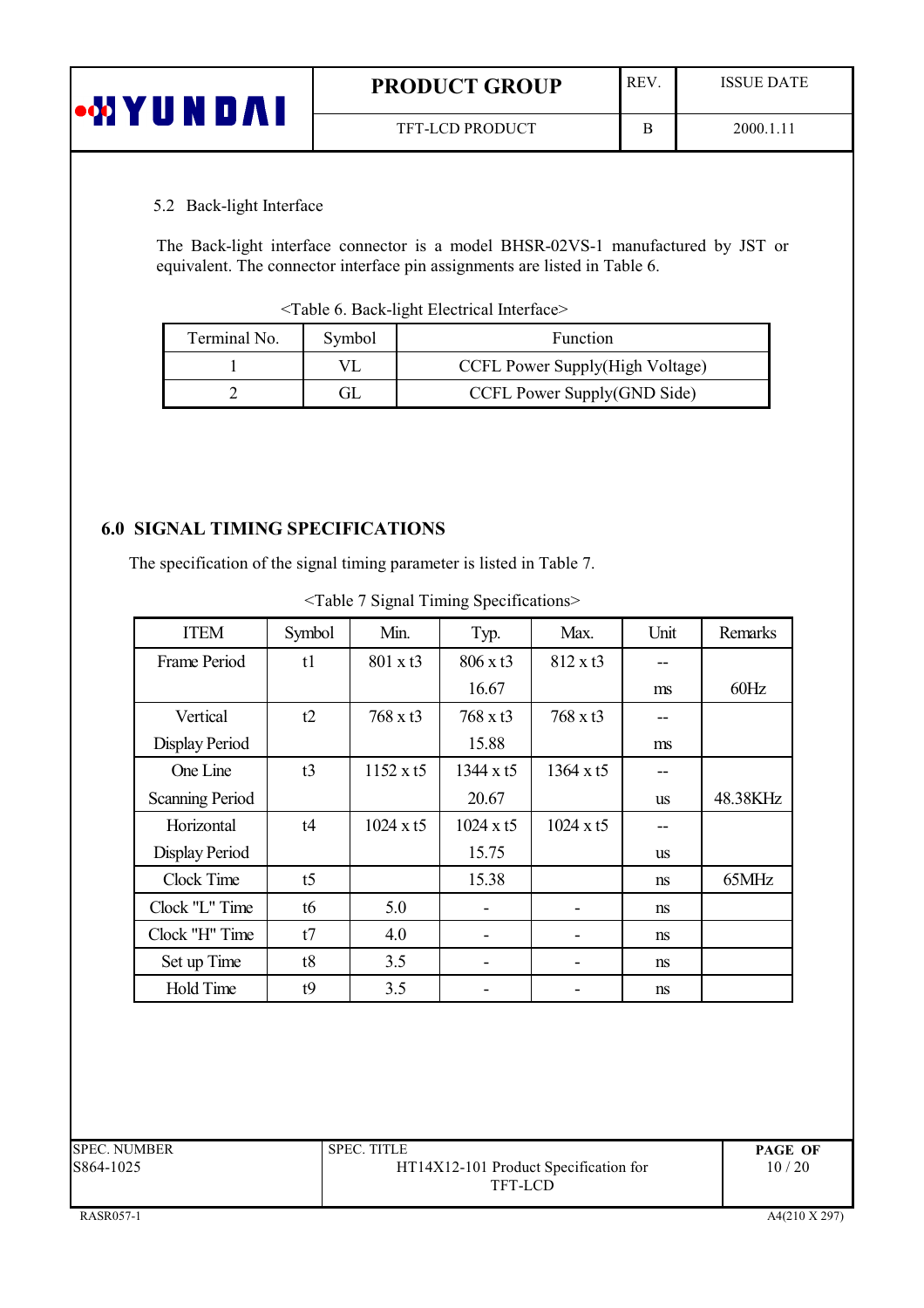### 5.2 Back-light Interface

The Back-light interface connector is a model BHSR-02VS-1 manufactured by JST or equivalent. The connector interface pin assignments are listed in Table 6.

<Table 6. Back-light Electrical Interface>

| Terminal No. | Symbol | Function |
|---|---|---|
| 1 | VL | CCFL Power Supply(High Voltage) |
| 2 | GL | CCFL Power Supply(GND Side) |

## 6.0 SIGNAL TIMING SPECIFICATIONS

The specification of the signal timing parameter is listed in Table 7.

<Table 7 Signal Timing Specifications>

| ITEM | Symbol | Min. | Typ. | Max. | Unit | Remarks |
|---|---|---|---|---|---|---|
| Frame Period | t1 | 801 x t3 | 806 x t3 | 812 x t3 | -- | |
| | | | 16.67 | | ms | 60Hz |
| Vertical Display Period | t2 | 768 x t3 | 768 x t3 | 768 x t3 | -- | |
| | | | 15.88 | | ms | |
| One Line Scanning Period | t3 | 1152 x t5 | 1344 x t5 | 1364 x t5 | -- | |
| | | | 20.67 | | us | 48.38KHz |
| Horizontal Display Period | t4 | 1024 x t5 | 1024 x t5 | 1024 x t5 | -- | |
| | | | 15.75 | | us | |
| Clock Time | t5 | | 15.38 | | ns | 65MHz |
| Clock "L" Time | t6 | 5.0 | - | - | ns | |
| Clock "H" Time | t7 | 4.0 | - | - | ns | |
| Set up Time | t8 | 3.5 | - | - | ns | |
| Hold Time | t9 | 3.5 | - | - | ns | |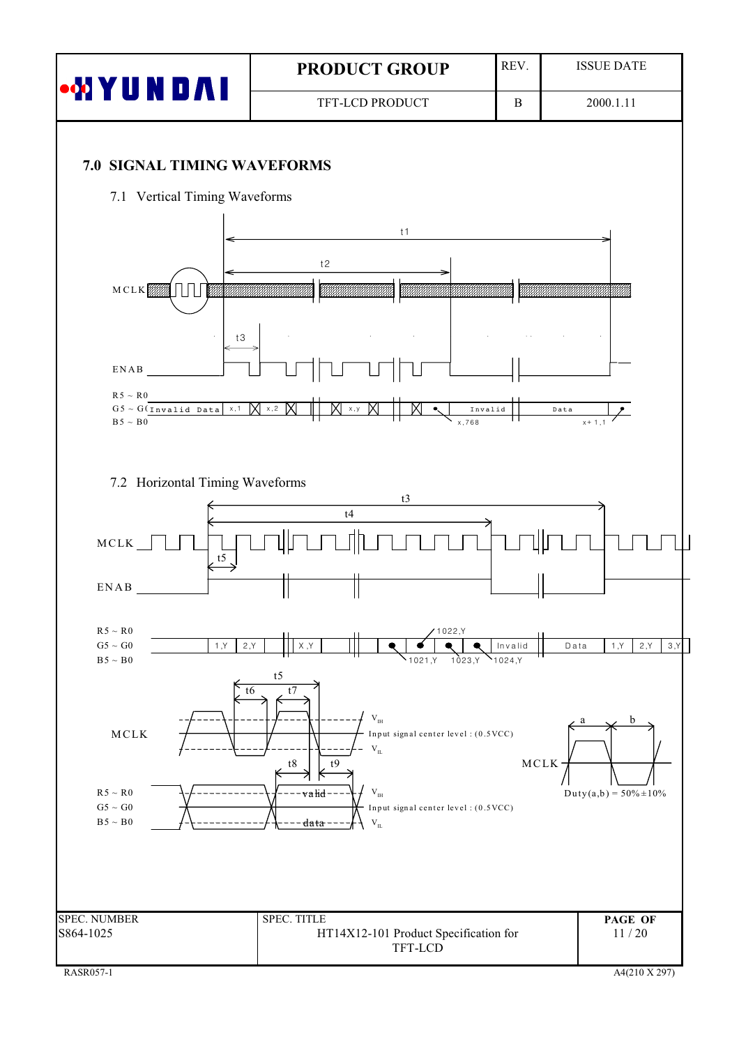## 7.0 SIGNAL TIMING WAVEFORMS

### 7.1 Vertical Timing Waveforms

t1

t2

MCLK

t3

ENAB

R5 ~ R0
G5 ~ G0
B5 ~ B0

Invalid Data | x,1 | x,2 | x,y | x,768 | Invalid | Data | x+1,1

### 7.2 Horizontal Timing Waveforms

t3

t4

MCLK

t5

ENAB

R5 ~ R0
G5 ~ G0
B5 ~ B0

1,Y | 2,Y | X,Y | 1021,Y | 1022,Y | 1023,Y | 1024,Y | Invalid | Data | 1,Y | 2,Y | 3,Y

t5

t6 t7

MCLK

$V_{IH}$

Input signal center level : (0.5VCC)

$V_{IL}$

t8 t9

R5 ~ R0
G5 ~ G0
B5 ~ B0

valid data

$V_{IH}$

Input signal center level : (0.5VCC)

$V_{IL}$

a b

MCLK

Duty(a,b) = 50%±10%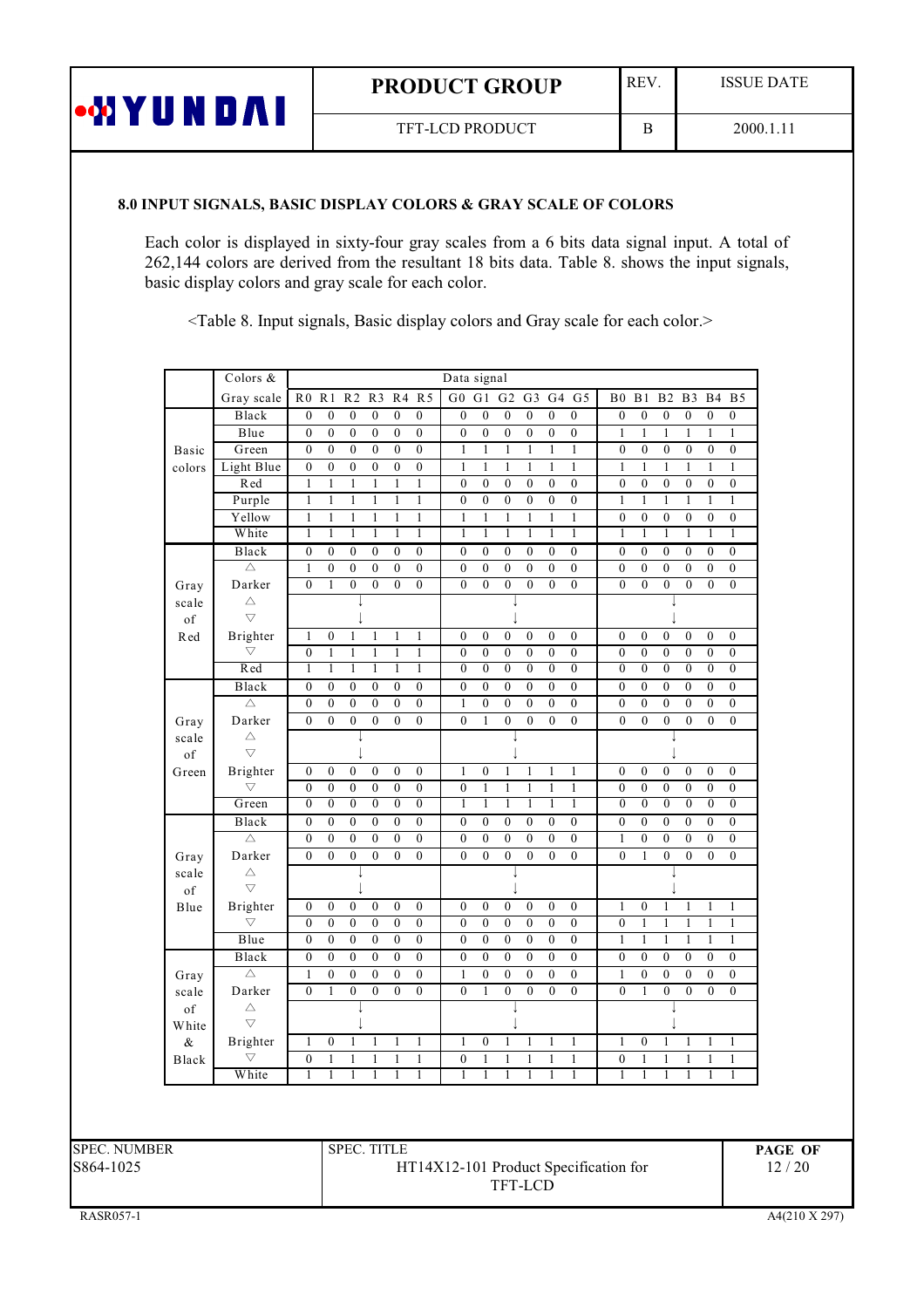## 8.0 INPUT SIGNALS, BASIC DISPLAY COLORS & GRAY SCALE OF COLORS

Each color is displayed in sixty-four gray scales from a 6 bits data signal input. A total of 262,144 colors are derived from the resultant 18 bits data. Table 8. shows the input signals, basic display colors and gray scale for each color.

<Table 8. Input signals, Basic display colors and Gray scale for each color.>

| | Colors & Gray scale | R0 | R1 | R2 | R3 | R4 | R5 | G0 | G1 | G2 | G3 | G4 | G5 | B0 | B1 | B2 | B3 | B4 | B5 |
|---|---|---|---|---|---|---|---|---|---|---|---|---|---|---|---|---|---|---|---|
| Basic colors | Black | 0 | 0 | 0 | 0 | 0 | 0 | 0 | 0 | 0 | 0 | 0 | 0 | 0 | 0 | 0 | 0 | 0 | 0 |
| | Blue | 0 | 0 | 0 | 0 | 0 | 0 | 0 | 0 | 0 | 0 | 0 | 0 | 1 | 1 | 1 | 1 | 1 | 1 |
| | Green | 0 | 0 | 0 | 0 | 0 | 0 | 1 | 1 | 1 | 1 | 1 | 1 | 0 | 0 | 0 | 0 | 0 | 0 |
| | Light Blue | 0 | 0 | 0 | 0 | 0 | 0 | 1 | 1 | 1 | 1 | 1 | 1 | 1 | 1 | 1 | 1 | 1 | 1 |
| | Red | 1 | 1 | 1 | 1 | 1 | 1 | 0 | 0 | 0 | 0 | 0 | 0 | 0 | 0 | 0 | 0 | 0 | 0 |
| | Purple | 1 | 1 | 1 | 1 | 1 | 1 | 0 | 0 | 0 | 0 | 0 | 0 | 1 | 1 | 1 | 1 | 1 | 1 |
| | Yellow | 1 | 1 | 1 | 1 | 1 | 1 | 1 | 1 | 1 | 1 | 1 | 1 | 0 | 0 | 0 | 0 | 0 | 0 |
| | White | 1 | 1 | 1 | 1 | 1 | 1 | 1 | 1 | 1 | 1 | 1 | 1 | 1 | 1 | 1 | 1 | 1 | 1 |
| Gray scale of Red | Black | 0 | 0 | 0 | 0 | 0 | 0 | 0 | 0 | 0 | 0 | 0 | 0 | 0 | 0 | 0 | 0 | 0 | 0 |
| | △ | 1 | 0 | 0 | 0 | 0 | 0 | 0 | 0 | 0 | 0 | 0 | 0 | 0 | 0 | 0 | 0 | 0 | 0 |
| | Darker | 0 | 1 | 0 | 0 | 0 | 0 | 0 | 0 | 0 | 0 | 0 | 0 | 0 | 0 | 0 | 0 | 0 | 0 |
| | △ | | | ↓ | | | | | | | ↓ | | | | | | ↓ | | |
| | ▽ | | | ↓ | | | | | | | ↓ | | | | | | ↓ | | |
| | Brighter | 1 | 0 | 1 | 1 | 1 | 1 | 0 | 0 | 0 | 0 | 0 | 0 | 0 | 0 | 0 | 0 | 0 | 0 |
| | ▽ | 0 | 1 | 1 | 1 | 1 | 1 | 0 | 0 | 0 | 0 | 0 | 0 | 0 | 0 | 0 | 0 | 0 | 0 |
| | Red | 1 | 1 | 1 | 1 | 1 | 1 | 0 | 0 | 0 | 0 | 0 | 0 | 0 | 0 | 0 | 0 | 0 | 0 |
| Gray scale of Green | Black | 0 | 0 | 0 | 0 | 0 | 0 | 0 | 0 | 0 | 0 | 0 | 0 | 0 | 0 | 0 | 0 | 0 | 0 |
| | △ | 0 | 0 | 0 | 0 | 0 | 0 | 1 | 0 | 0 | 0 | 0 | 0 | 0 | 0 | 0 | 0 | 0 | 0 |
| | Darker | 0 | 0 | 0 | 0 | 0 | 0 | 0 | 1 | 0 | 0 | 0 | 0 | 0 | 0 | 0 | 0 | 0 | 0 |
| | △ | | | ↓ | | | | | | | ↓ | | | | | | ↓ | | |
| | ▽ | | | ↓ | | | | | | | ↓ | | | | | | ↓ | | |
| | Brighter | 0 | 0 | 0 | 0 | 0 | 0 | 1 | 0 | 1 | 1 | 1 | 1 | 0 | 0 | 0 | 0 | 0 | 0 |
| | ▽ | 0 | 0 | 0 | 0 | 0 | 0 | 0 | 1 | 1 | 1 | 1 | 1 | 0 | 0 | 0 | 0 | 0 | 0 |
| | Green | 0 | 0 | 0 | 0 | 0 | 0 | 1 | 1 | 1 | 1 | 1 | 1 | 0 | 0 | 0 | 0 | 0 | 0 |
| Gray scale of Blue | Black | 0 | 0 | 0 | 0 | 0 | 0 | 0 | 0 | 0 | 0 | 0 | 0 | 0 | 0 | 0 | 0 | 0 | 0 |
| | △ | 0 | 0 | 0 | 0 | 0 | 0 | 0 | 0 | 0 | 0 | 0 | 0 | 1 | 0 | 0 | 0 | 0 | 0 |
| | Darker | 0 | 0 | 0 | 0 | 0 | 0 | 0 | 0 | 0 | 0 | 0 | 0 | 0 | 1 | 0 | 0 | 0 | 0 |
| | △ | | | ↓ | | | | | | | ↓ | | | | | | ↓ | | |
| | ▽ | | | ↓ | | | | | | | ↓ | | | | | | ↓ | | |
| | Brighter | 0 | 0 | 0 | 0 | 0 | 0 | 0 | 0 | 0 | 0 | 0 | 0 | 1 | 0 | 1 | 1 | 1 | 1 |
| | ▽ | 0 | 0 | 0 | 0 | 0 | 0 | 0 | 0 | 0 | 0 | 0 | 0 | 0 | 1 | 1 | 1 | 1 | 1 |
| | Blue | 0 | 0 | 0 | 0 | 0 | 0 | 0 | 0 | 0 | 0 | 0 | 0 | 1 | 1 | 1 | 1 | 1 | 1 |
| Gray scale of White & Black | Black | 0 | 0 | 0 | 0 | 0 | 0 | 0 | 0 | 0 | 0 | 0 | 0 | 0 | 0 | 0 | 0 | 0 | 0 |
| | △ | 1 | 0 | 0 | 0 | 0 | 0 | 1 | 0 | 0 | 0 | 0 | 0 | 1 | 0 | 0 | 0 | 0 | 0 |
| | Darker | 0 | 1 | 0 | 0 | 0 | 0 | 0 | 1 | 0 | 0 | 0 | 0 | 0 | 1 | 0 | 0 | 0 | 0 |
| | △ | | | ↓ | | | | | | | ↓ | | | | | | ↓ | | |
| | ▽ | | | ↓ | | | | | | | ↓ | | | | | | ↓ | | |
| | Brighter | 1 | 0 | 1 | 1 | 1 | 1 | 1 | 0 | 1 | 1 | 1 | 1 | 1 | 0 | 1 | 1 | 1 | 1 |
| | ▽ | 0 | 1 | 1 | 1 | 1 | 1 | 0 | 1 | 1 | 1 | 1 | 1 | 0 | 1 | 1 | 1 | 1 | 1 |
| | White | 1 | 1 | 1 | 1 | 1 | 1 | 1 | 1 | 1 | 1 | 1 | 1 | 1 | 1 | 1 | 1 | 1 | 1 |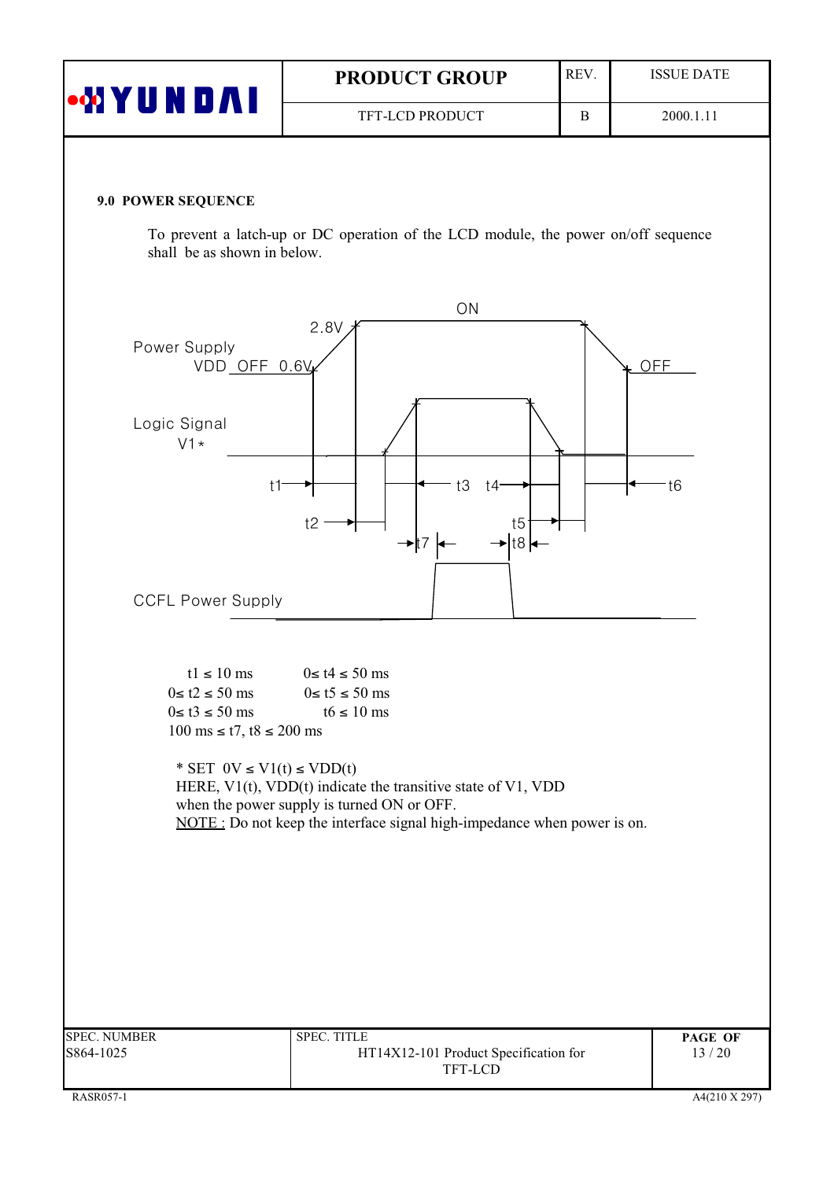## 9.0 POWER SEQUENCE

To prevent a latch-up or DC operation of the LCD module, the power on/off sequence shall be as shown in below.

Power Supply VDD OFF 0.6V 2.8V ON OFF

Logic Signal V1*

t1 t2 t3 t4 t5 t6 t7 t8

CCFL Power Supply

| | |
|---|---|
| t1 ≤ 10 ms | 0≤ t4 ≤ 50 ms |
| 0≤ t2 ≤ 50 ms | 0≤ t5 ≤ 50 ms |
| 0≤ t3 ≤ 50 ms | t6 ≤ 10 ms |
| 100 ms ≤ t7, t8 ≤ 200 ms | |

* SET 0V ≤ V1(t) ≤ VDD(t)

HERE, V1(t), VDD(t) indicate the transitive state of V1, VDD when the power supply is turned ON or OFF.

NOTE : Do not keep the interface signal high-impedance when power is on.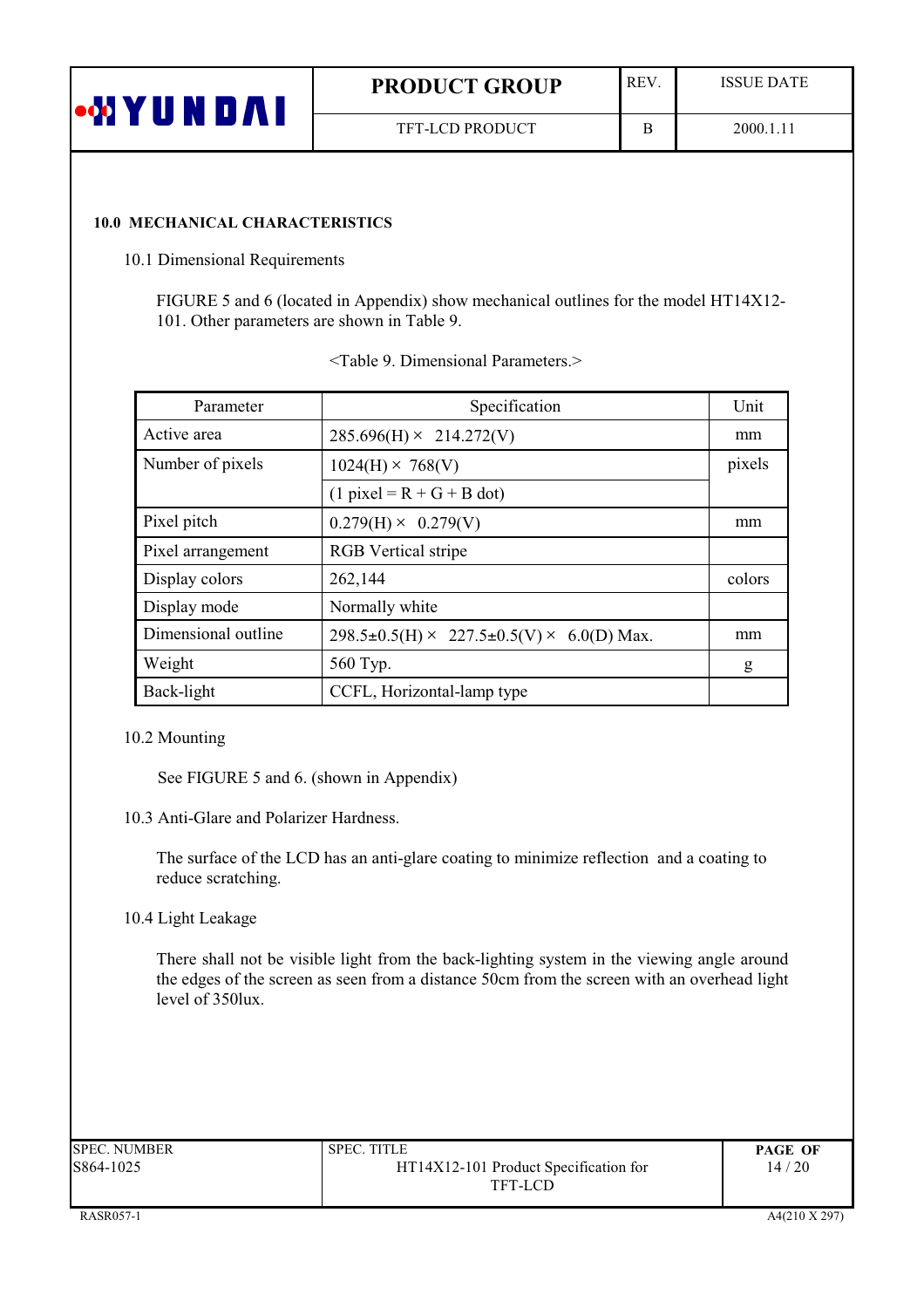## 10.0 MECHANICAL CHARACTERISTICS

### 10.1 Dimensional Requirements

FIGURE 5 and 6 (located in Appendix) show mechanical outlines for the model HT14X12-101. Other parameters are shown in Table 9.

<Table 9. Dimensional Parameters.>

| Parameter | Specification | Unit |
|---|---|---|
| Active area | 285.696(H) × 214.272(V) | mm |
| Number of pixels | 1024(H) × 768(V) | pixels |
| | (1 pixel = R + G + B dot) | |
| Pixel pitch | 0.279(H) × 0.279(V) | mm |
| Pixel arrangement | RGB Vertical stripe | |
| Display colors | 262,144 | colors |
| Display mode | Normally white | |
| Dimensional outline | 298.5±0.5(H) × 227.5±0.5(V) × 6.0(D) Max. | mm |
| Weight | 560 Typ. | g |
| Back-light | CCFL, Horizontal-lamp type | |

### 10.2 Mounting

See FIGURE 5 and 6. (shown in Appendix)

### 10.3 Anti-Glare and Polarizer Hardness.

The surface of the LCD has an anti-glare coating to minimize reflection and a coating to reduce scratching.

### 10.4 Light Leakage

There shall not be visible light from the back-lighting system in the viewing angle around the edges of the screen as seen from a distance 50cm from the screen with an overhead light level of 350lux.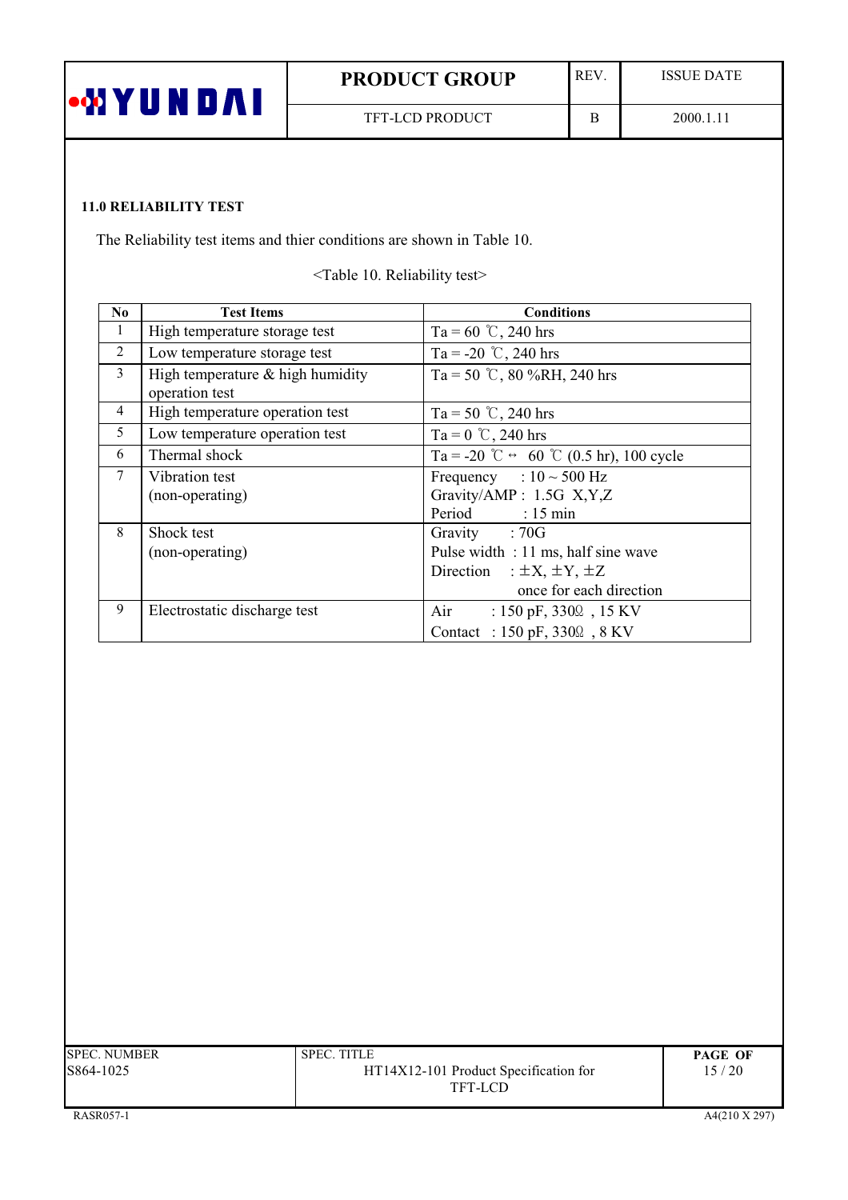### 11.0 RELIABILITY TEST

The Reliability test items and thier conditions are shown in Table 10.

<Table 10. Reliability test>

| No | Test Items | Conditions |
|---|---|---|
| 1 | High temperature storage test | Ta = 60 ℃, 240 hrs |
| 2 | Low temperature storage test | Ta = -20 ℃, 240 hrs |
| 3 | High temperature & high humidity operation test | Ta = 50 ℃, 80 %RH, 240 hrs |
| 4 | High temperature operation test | Ta = 50 ℃, 240 hrs |
| 5 | Low temperature operation test | Ta = 0 ℃, 240 hrs |
| 6 | Thermal shock | Ta = -20 ℃ ↔ 60 ℃ (0.5 hr), 100 cycle |
| 7 | Vibration test (non-operating) | Frequency : 10 ~ 500 Hz<br>Gravity/AMP : 1.5G X,Y,Z<br>Period : 15 min |
| 8 | Shock test (non-operating) | Gravity : 70G<br>Pulse width : 11 ms, half sine wave<br>Direction : ±X, ±Y, ±Z once for each direction |
| 9 | Electrostatic discharge test | Air : 150 pF, 330Ω , 15 KV<br>Contact : 150 pF, 330Ω , 8 KV |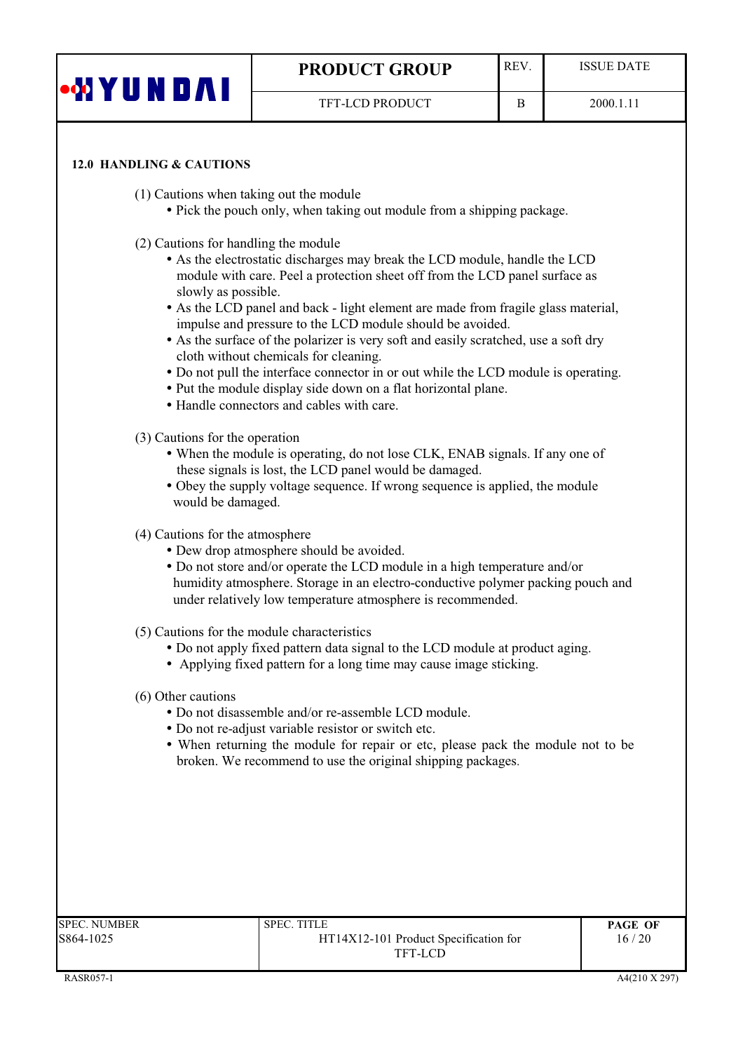## 12.0 HANDLING & CAUTIONS

(1) Cautions when taking out the module

- Pick the pouch only, when taking out module from a shipping package.

(2) Cautions for handling the module

- As the electrostatic discharges may break the LCD module, handle the LCD module with care. Peel a protection sheet off from the LCD panel surface as slowly as possible.
- As the LCD panel and back - light element are made from fragile glass material, impulse and pressure to the LCD module should be avoided.
- As the surface of the polarizer is very soft and easily scratched, use a soft dry cloth without chemicals for cleaning.
- Do not pull the interface connector in or out while the LCD module is operating.
- Put the module display side down on a flat horizontal plane.
- Handle connectors and cables with care.

(3) Cautions for the operation

- When the module is operating, do not lose CLK, ENAB signals. If any one of these signals is lost, the LCD panel would be damaged.
- Obey the supply voltage sequence. If wrong sequence is applied, the module would be damaged.

(4) Cautions for the atmosphere

- Dew drop atmosphere should be avoided.
- Do not store and/or operate the LCD module in a high temperature and/or humidity atmosphere. Storage in an electro-conductive polymer packing pouch and under relatively low temperature atmosphere is recommended.

(5) Cautions for the module characteristics

- Do not apply fixed pattern data signal to the LCD module at product aging.
- Applying fixed pattern for a long time may cause image sticking.

(6) Other cautions

- Do not disassemble and/or re-assemble LCD module.
- Do not re-adjust variable resistor or switch etc.
- When returning the module for repair or etc, please pack the module not to be broken. We recommend to use the original shipping packages.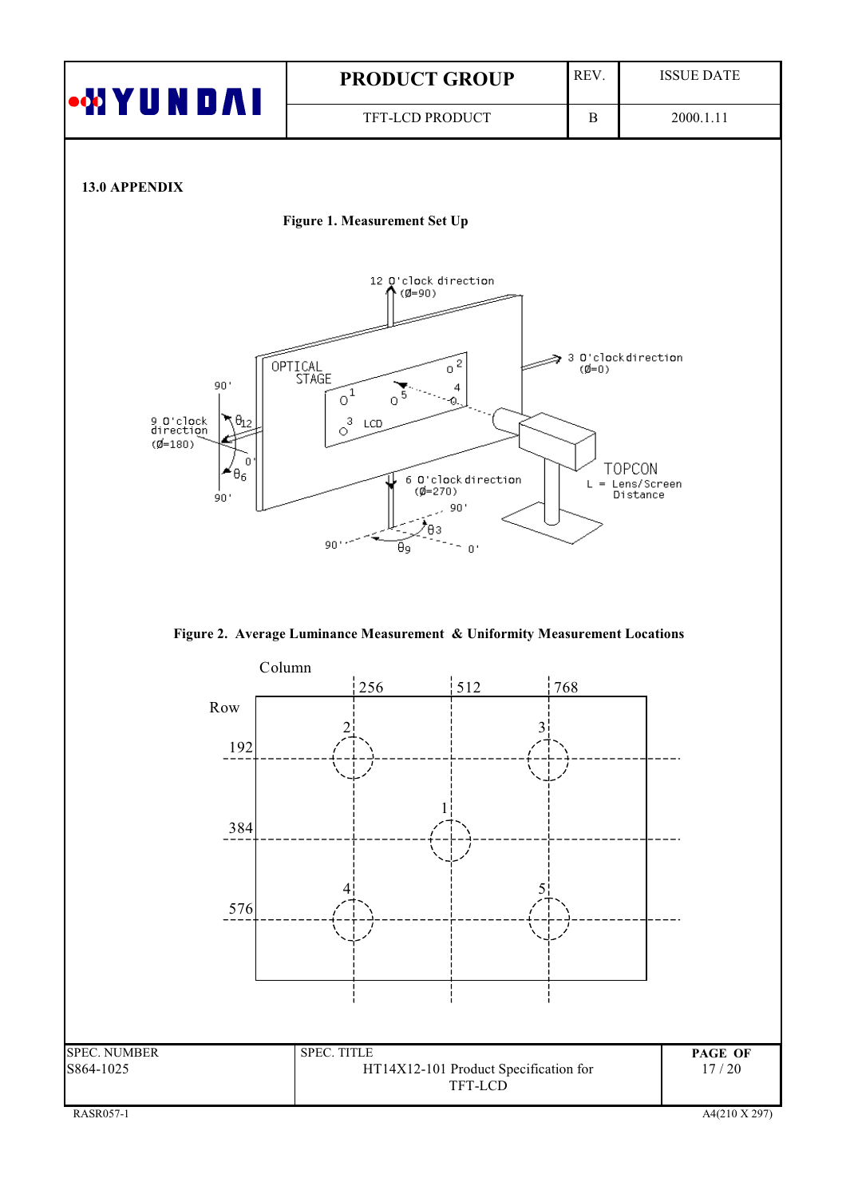## 13.0 APPENDIX

**Figure 1. Measurement Set Up**

**Figure 2. Average Luminance Measurement & Uniformity Measurement Locations**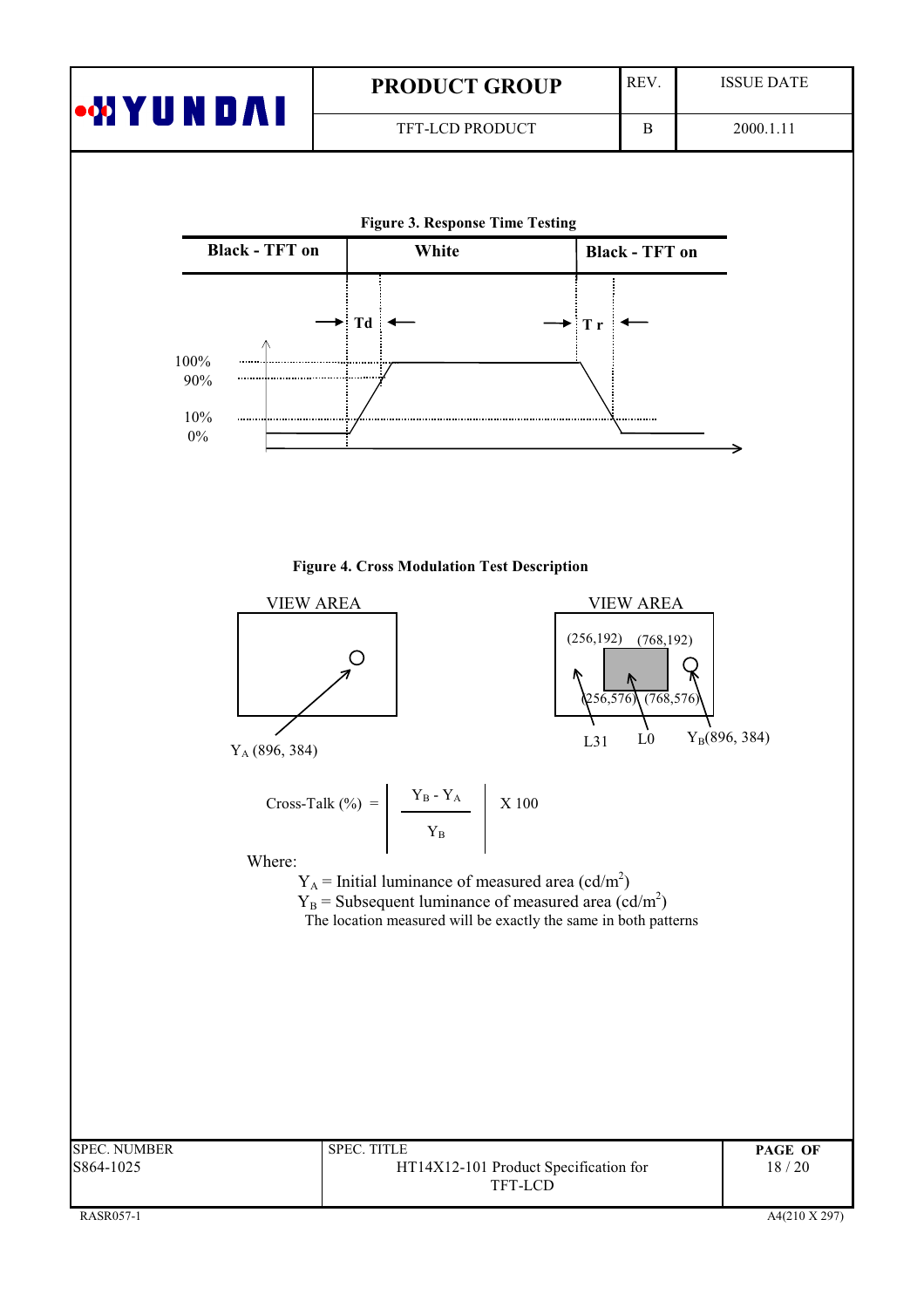**Figure 3. Response Time Testing**

| Black - TFT on | White | Black - TFT on |
|---|---|---|

Td

Tr

100%

90%

10%

0%

**Figure 4. Cross Modulation Test Description**

VIEW AREA

$Y_A$ (896, 384)

VIEW AREA

(256,192) (768,192)

(256,576) (768,576)

L31 L0 $Y_B$(896, 384)

$$\text{Cross-Talk (\%)} = \left| \frac{Y_B - Y_A}{Y_B} \right| \times 100$$

Where:

$Y_A$ = Initial luminance of measured area (cd/m$^2$)

$Y_B$ = Subsequent luminance of measured area (cd/m$^2$)

The location measured will be exactly the same in both patterns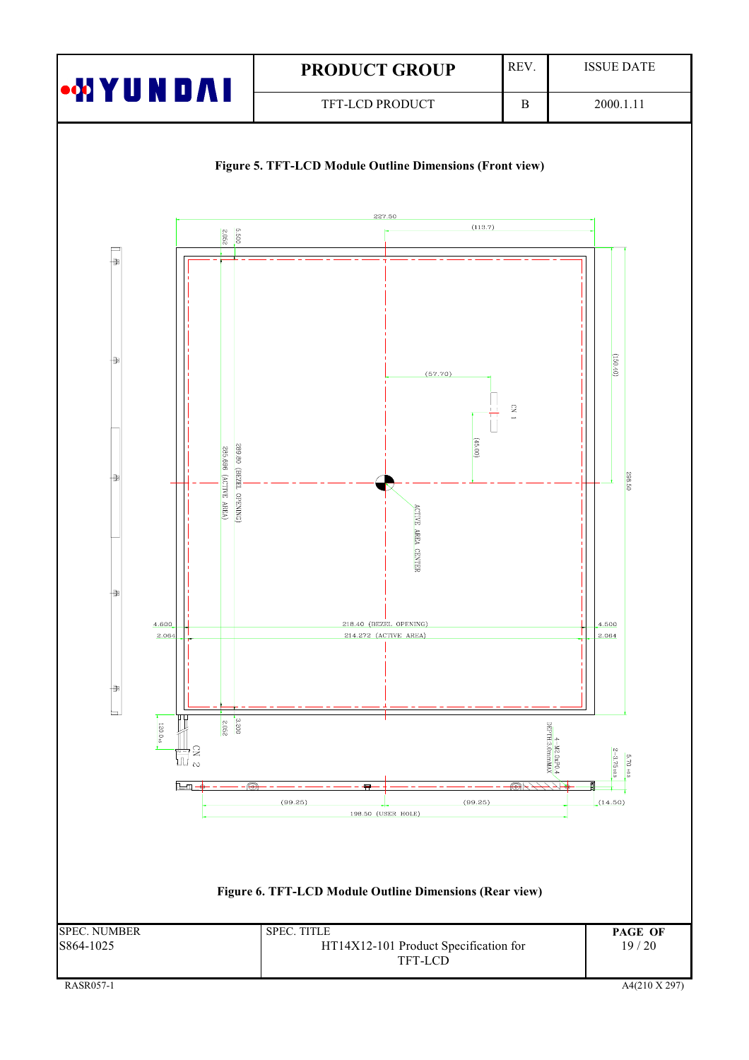**Figure 5. TFT-LCD Module Outline Dimensions (Front view)**

227.50

(113.7)

5.500

2.052

(150.40)

(57.70)

CN 1

(45.00)

289.80 (BEZEL OPENING)

285.696 (ACTIVE AREA)

298.50

ACTIVE AREA CENTER

4.600

2.064

218.40 (BEZEL OPENING)

214.272 (ACTIVE AREA)

4.500

2.064

120.0

2.052

3.200

CN 2

4 - M2.0xP0.4 DEPTH 3.0mmMAX

2 - 3.75

5.70

(99.25)

(99.25)

(14.50)

198.50 (USER HOLE)

**Figure 6. TFT-LCD Module Outline Dimensions (Rear view)**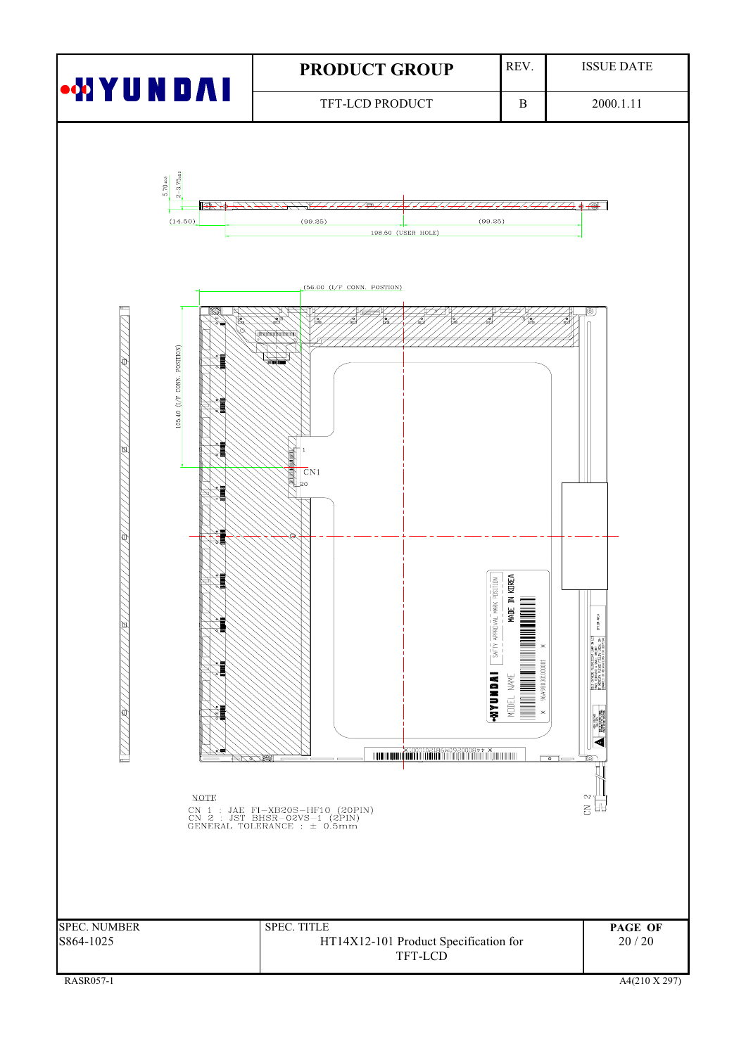5.70 max

2−3.75 max

(14.50)

(99.25)

(99.25)

198.50 (USER HOLE)

(56.00 (I/F CONN. POSTION)

105.40 (I/F CONN. POSITION)

1

CN1

20

SAFTY APPROVAL MARK POSITION

MADE IN KOREA

MODEL NAME

CN 2

NOTE

CN 1 : JAE FI−XB20S−HF10 (20PIN)

CN 2 : JST BHSR−02VS−1 (2PIN)

GENERAL TOLERANCE : ± 0.5mm